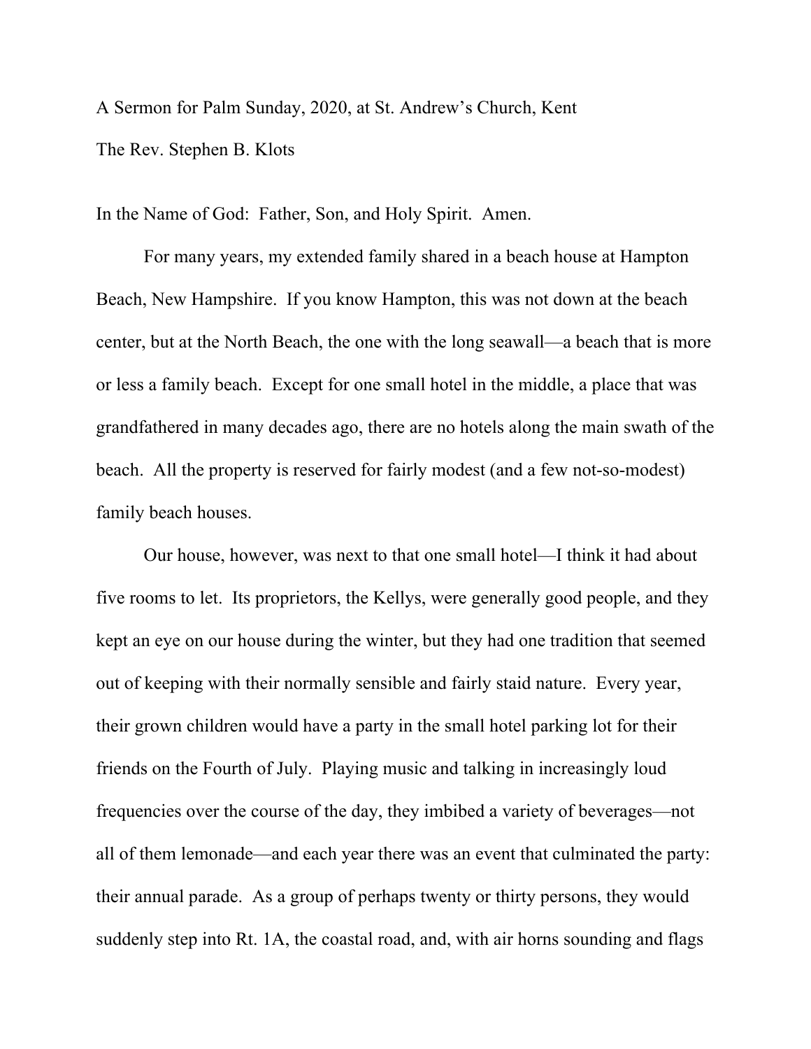A Sermon for Palm Sunday, 2020, at St. Andrew's Church, Kent

The Rev. Stephen B. Klots

In the Name of God: Father, Son, and Holy Spirit. Amen.

For many years, my extended family shared in a beach house at Hampton Beach, New Hampshire. If you know Hampton, this was not down at the beach center, but at the North Beach, the one with the long seawall—a beach that is more or less a family beach. Except for one small hotel in the middle, a place that was grandfathered in many decades ago, there are no hotels along the main swath of the beach. All the property is reserved for fairly modest (and a few not-so-modest) family beach houses.

Our house, however, was next to that one small hotel—I think it had about five rooms to let. Its proprietors, the Kellys, were generally good people, and they kept an eye on our house during the winter, but they had one tradition that seemed out of keeping with their normally sensible and fairly staid nature. Every year, their grown children would have a party in the small hotel parking lot for their friends on the Fourth of July. Playing music and talking in increasingly loud frequencies over the course of the day, they imbibed a variety of beverages—not all of them lemonade—and each year there was an event that culminated the party: their annual parade. As a group of perhaps twenty or thirty persons, they would suddenly step into Rt. 1A, the coastal road, and, with air horns sounding and flags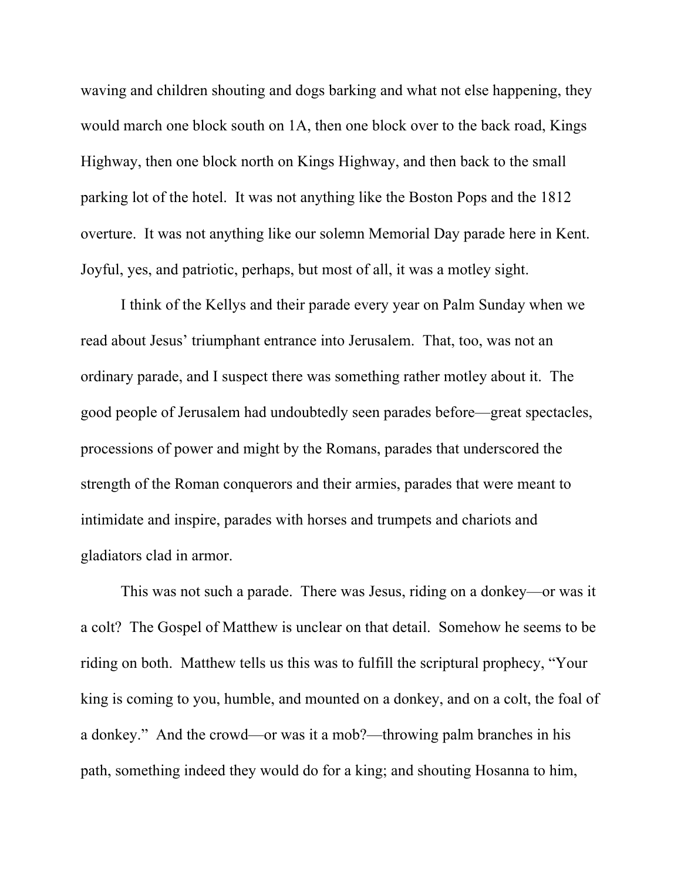waving and children shouting and dogs barking and what not else happening, they would march one block south on 1A, then one block over to the back road, Kings Highway, then one block north on Kings Highway, and then back to the small parking lot of the hotel. It was not anything like the Boston Pops and the 1812 overture. It was not anything like our solemn Memorial Day parade here in Kent. Joyful, yes, and patriotic, perhaps, but most of all, it was a motley sight.

I think of the Kellys and their parade every year on Palm Sunday when we read about Jesus' triumphant entrance into Jerusalem. That, too, was not an ordinary parade, and I suspect there was something rather motley about it. The good people of Jerusalem had undoubtedly seen parades before—great spectacles, processions of power and might by the Romans, parades that underscored the strength of the Roman conquerors and their armies, parades that were meant to intimidate and inspire, parades with horses and trumpets and chariots and gladiators clad in armor.

This was not such a parade. There was Jesus, riding on a donkey—or was it a colt? The Gospel of Matthew is unclear on that detail. Somehow he seems to be riding on both. Matthew tells us this was to fulfill the scriptural prophecy, "Your king is coming to you, humble, and mounted on a donkey, and on a colt, the foal of a donkey." And the crowd—or was it a mob?—throwing palm branches in his path, something indeed they would do for a king; and shouting Hosanna to him,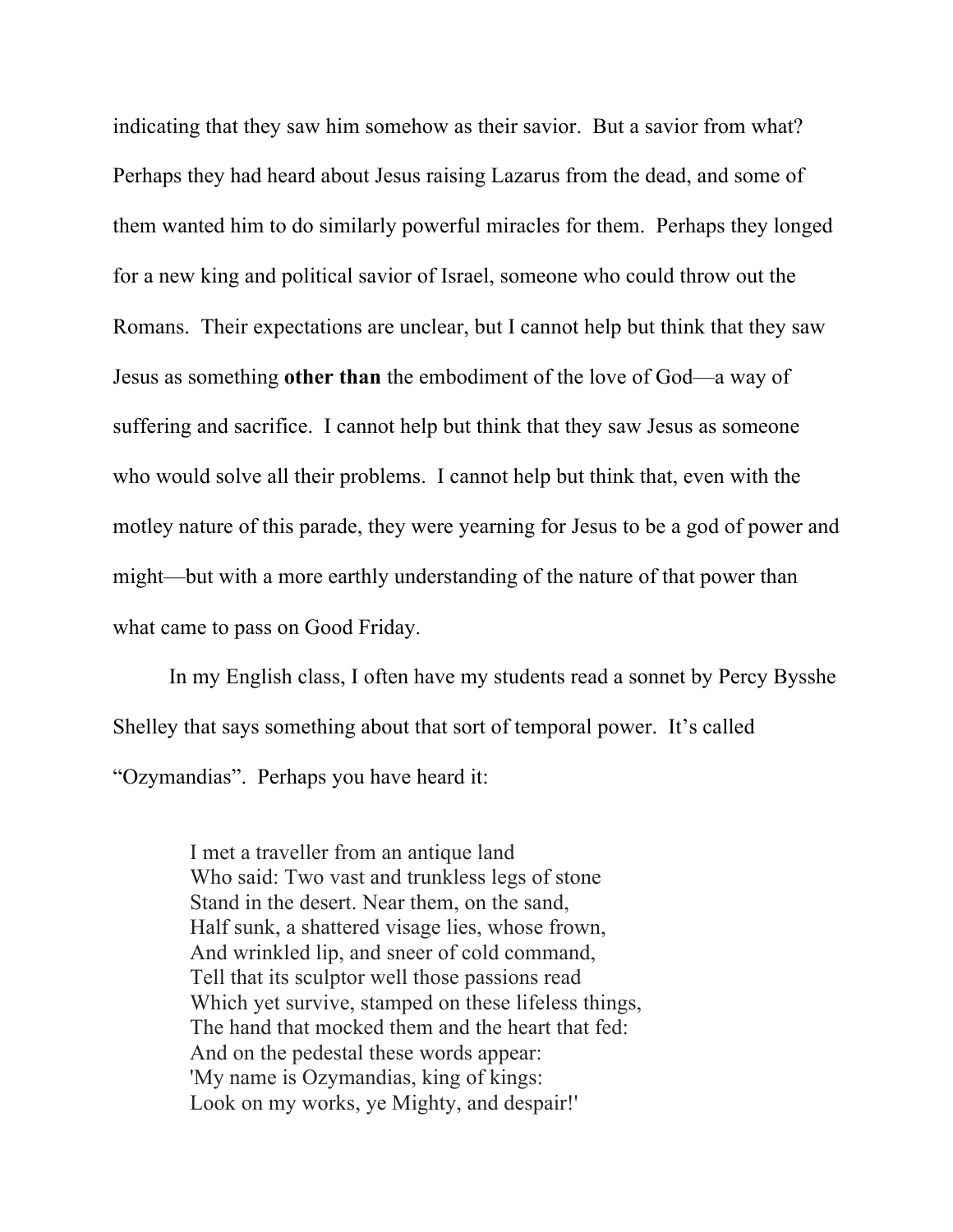indicating that they saw him somehow as their savior. But a savior from what? Perhaps they had heard about Jesus raising Lazarus from the dead, and some of them wanted him to do similarly powerful miracles for them. Perhaps they longed for a new king and political savior of Israel, someone who could throw out the Romans. Their expectations are unclear, but I cannot help but think that they saw Jesus as something **other than** the embodiment of the love of God—a way of suffering and sacrifice. I cannot help but think that they saw Jesus as someone who would solve all their problems. I cannot help but think that, even with the motley nature of this parade, they were yearning for Jesus to be a god of power and might—but with a more earthly understanding of the nature of that power than what came to pass on Good Friday.

In my English class, I often have my students read a sonnet by Percy Bysshe Shelley that says something about that sort of temporal power. It's called "Ozymandias". Perhaps you have heard it:

> I met a traveller from an antique land
> Who said: Two vast and trunkless legs of stone
> Stand in the desert. Near them, on the sand,
> Half sunk, a shattered visage lies, whose frown,
> And wrinkled lip, and sneer of cold command,
> Tell that its sculptor well those passions read
> Which yet survive, stamped on these lifeless things,
> The hand that mocked them and the heart that fed:
> And on the pedestal these words appear:
> 'My name is Ozymandias, king of kings:
> Look on my works, ye Mighty, and despair!'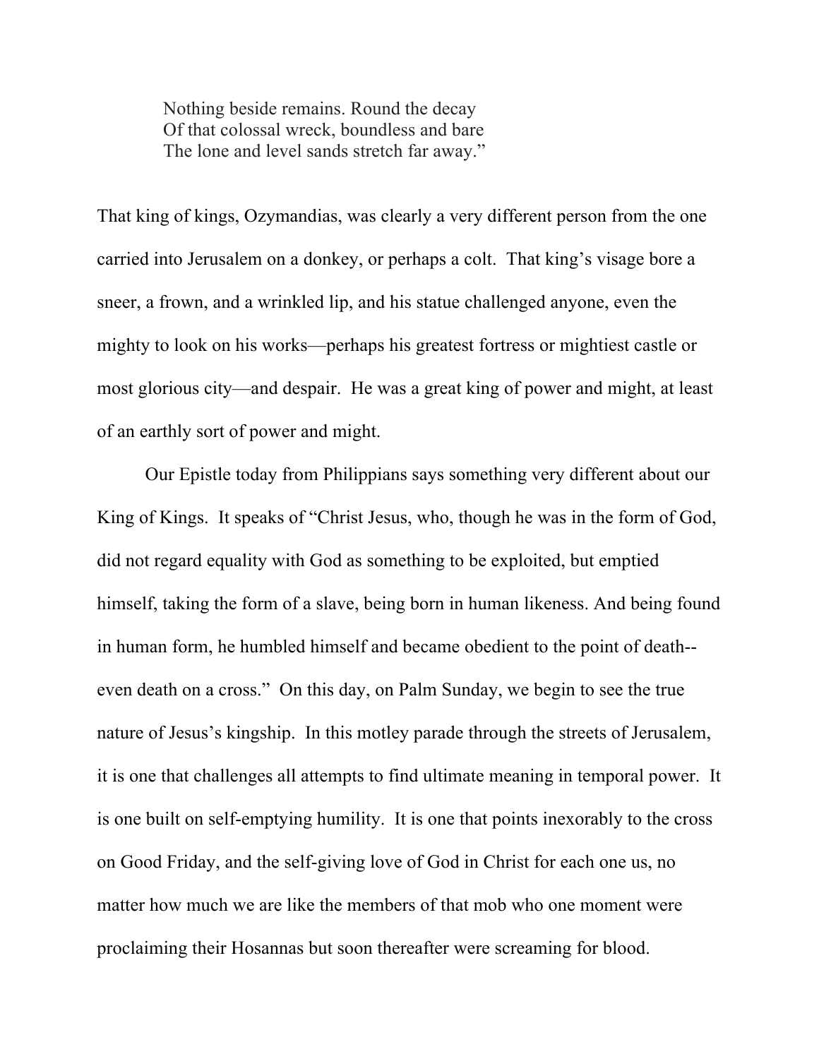> Nothing beside remains. Round the decay
> Of that colossal wreck, boundless and bare
> The lone and level sands stretch far away."

That king of kings, Ozymandias, was clearly a very different person from the one carried into Jerusalem on a donkey, or perhaps a colt. That king's visage bore a sneer, a frown, and a wrinkled lip, and his statue challenged anyone, even the mighty to look on his works—perhaps his greatest fortress or mightiest castle or most glorious city—and despair. He was a great king of power and might, at least of an earthly sort of power and might.

Our Epistle today from Philippians says something very different about our King of Kings. It speaks of "Christ Jesus, who, though he was in the form of God, did not regard equality with God as something to be exploited, but emptied himself, taking the form of a slave, being born in human likeness. And being found in human form, he humbled himself and became obedient to the point of death--even death on a cross." On this day, on Palm Sunday, we begin to see the true nature of Jesus's kingship. In this motley parade through the streets of Jerusalem, it is one that challenges all attempts to find ultimate meaning in temporal power. It is one built on self-emptying humility. It is one that points inexorably to the cross on Good Friday, and the self-giving love of God in Christ for each one us, no matter how much we are like the members of that mob who one moment were proclaiming their Hosannas but soon thereafter were screaming for blood.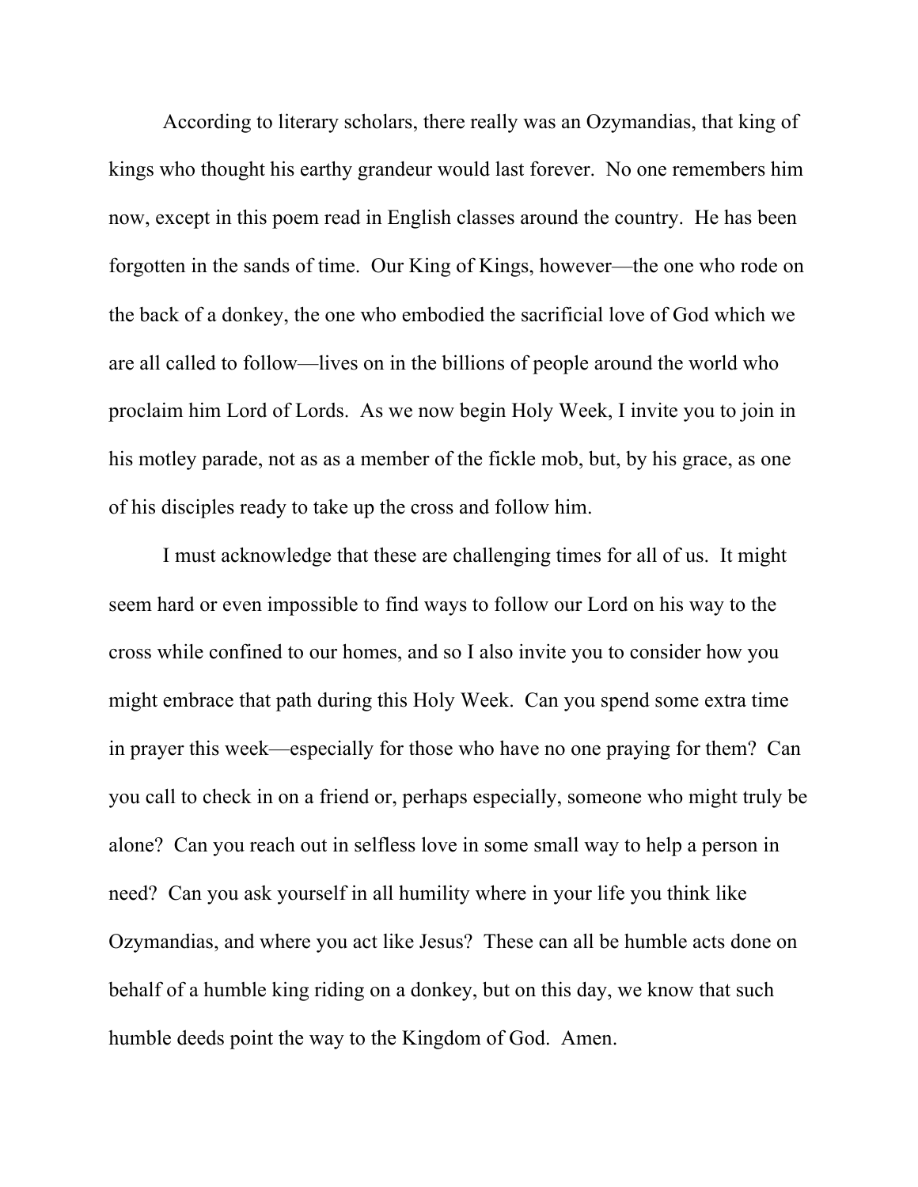According to literary scholars, there really was an Ozymandias, that king of kings who thought his earthy grandeur would last forever. No one remembers him now, except in this poem read in English classes around the country. He has been forgotten in the sands of time. Our King of Kings, however—the one who rode on the back of a donkey, the one who embodied the sacrificial love of God which we are all called to follow—lives on in the billions of people around the world who proclaim him Lord of Lords. As we now begin Holy Week, I invite you to join in his motley parade, not as as a member of the fickle mob, but, by his grace, as one of his disciples ready to take up the cross and follow him.

I must acknowledge that these are challenging times for all of us. It might seem hard or even impossible to find ways to follow our Lord on his way to the cross while confined to our homes, and so I also invite you to consider how you might embrace that path during this Holy Week. Can you spend some extra time in prayer this week—especially for those who have no one praying for them? Can you call to check in on a friend or, perhaps especially, someone who might truly be alone? Can you reach out in selfless love in some small way to help a person in need? Can you ask yourself in all humility where in your life you think like Ozymandias, and where you act like Jesus? These can all be humble acts done on behalf of a humble king riding on a donkey, but on this day, we know that such humble deeds point the way to the Kingdom of God. Amen.